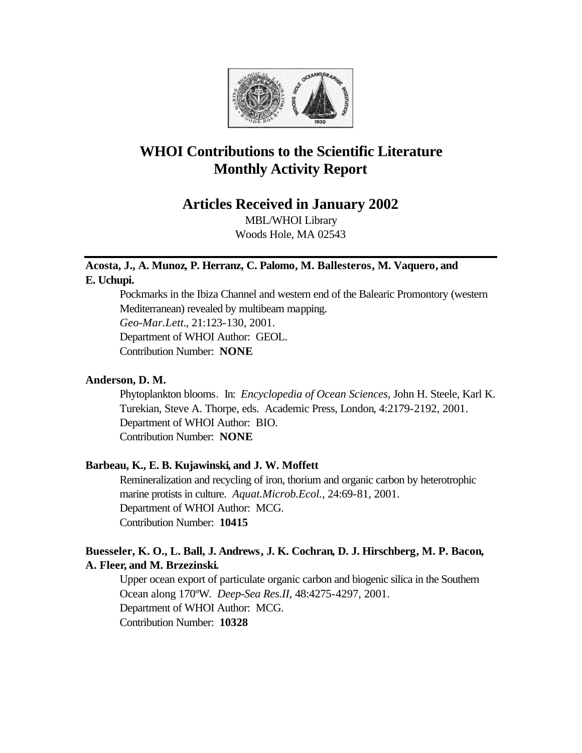# WHOI Contributions to the Scientific Literature Monthly Activity Report

## Articles Received in January 2002

MBL/WHOI Library
Woods Hole, MA 02543

---

**Acosta, J., A. Munoz, P. Herranz, C. Palomo, M. Ballesteros, M. Vaquero, and E. Uchupi.**

Pockmarks in the Ibiza Channel and western end of the Balearic Promontory (western Mediterranean) revealed by multibeam mapping.
*Geo-Mar.Lett*., 21:123-130, 2001.
Department of WHOI Author: GEOL.
Contribution Number: **NONE**

**Anderson, D. M.**

Phytoplankton blooms. In: *Encyclopedia of Ocean Sciences*, John H. Steele, Karl K. Turekian, Steve A. Thorpe, eds. Academic Press, London, 4:2179-2192, 2001.
Department of WHOI Author: BIO.
Contribution Number: **NONE**

**Barbeau, K., E. B. Kujawinski, and J. W. Moffett**

Remineralization and recycling of iron, thorium and organic carbon by heterotrophic marine protists in culture. *Aquat.Microb.Ecol.*, 24:69-81, 2001.
Department of WHOI Author: MCG.
Contribution Number: **10415**

**Buesseler, K. O., L. Ball, J. Andrews, J. K. Cochran, D. J. Hirschberg, M. P. Bacon, A. Fleer, and M. Brzezinski.**

Upper ocean export of particulate organic carbon and biogenic silica in the Southern Ocean along 170$^{o}$W. *Deep-Sea Res.II*, 48:4275-4297, 2001.
Department of WHOI Author: MCG.
Contribution Number: **10328**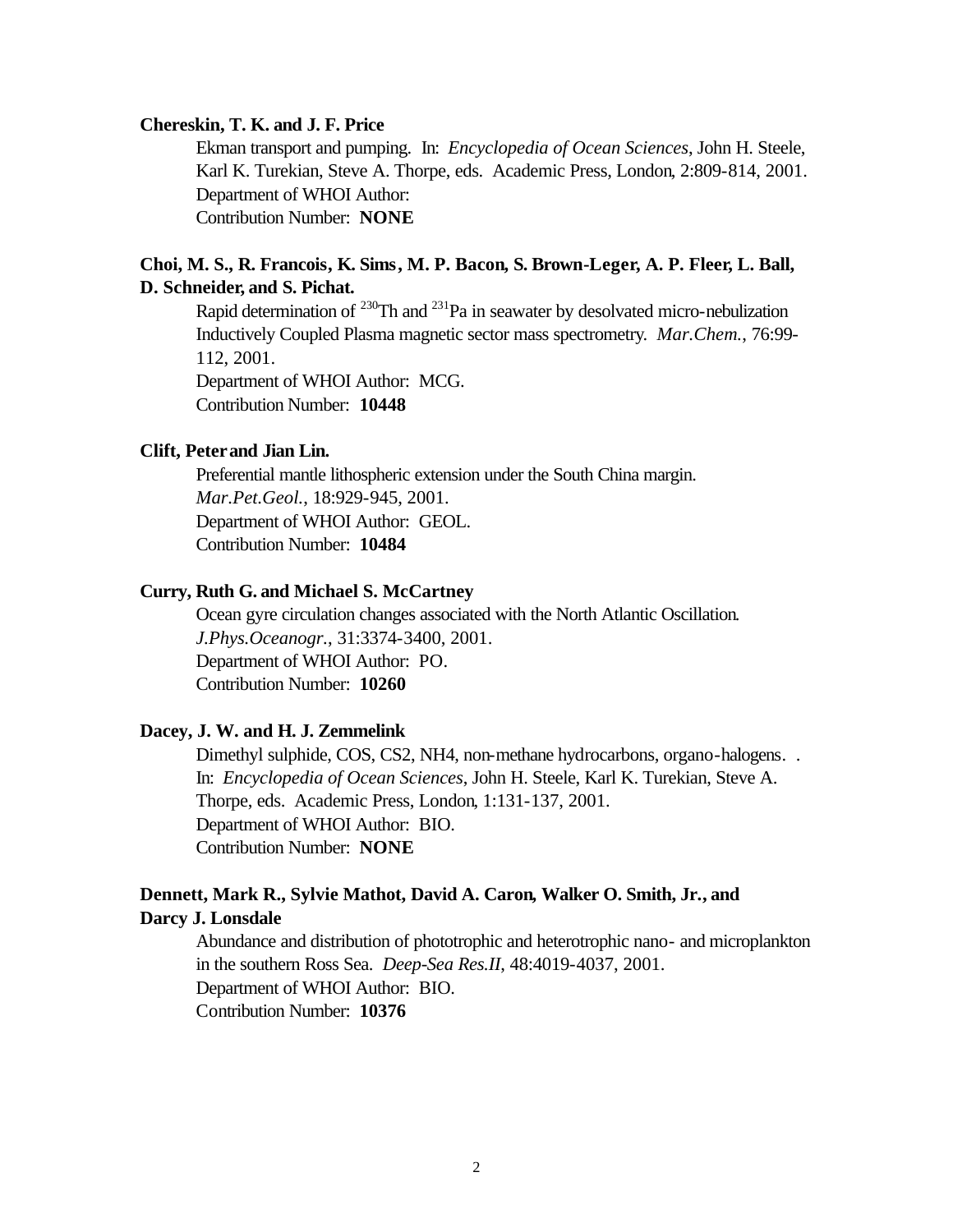**Chereskin, T. K. and J. F. Price**

Ekman transport and pumping. In: *Encyclopedia of Ocean Sciences*, John H. Steele, Karl K. Turekian, Steve A. Thorpe, eds. Academic Press, London, 2:809-814, 2001.
Department of WHOI Author:
Contribution Number: **NONE**

**Choi, M. S., R. Francois, K. Sims, M. P. Bacon, S. Brown-Leger, A. P. Fleer, L. Ball, D. Schneider, and S. Pichat.**

Rapid determination of $^{230}$Th and $^{231}$Pa in seawater by desolvated micro-nebulization Inductively Coupled Plasma magnetic sector mass spectrometry. *Mar.Chem.*, 76:99-112, 2001.
Department of WHOI Author: MCG.
Contribution Number: **10448**

**Clift, Peter and Jian Lin.**

Preferential mantle lithospheric extension under the South China margin. *Mar.Pet.Geol.*, 18:929-945, 2001.
Department of WHOI Author: GEOL.
Contribution Number: **10484**

**Curry, Ruth G. and Michael S. McCartney**

Ocean gyre circulation changes associated with the North Atlantic Oscillation. *J.Phys.Oceanogr.*, 31:3374-3400, 2001.
Department of WHOI Author: PO.
Contribution Number: **10260**

**Dacey, J. W. and H. J. Zemmelink**

Dimethyl sulphide, COS, CS2, NH4, non-methane hydrocarbons, organo-halogens. . In: *Encyclopedia of Ocean Sciences*, John H. Steele, Karl K. Turekian, Steve A. Thorpe, eds. Academic Press, London, 1:131-137, 2001.
Department of WHOI Author: BIO.
Contribution Number: **NONE**

**Dennett, Mark R., Sylvie Mathot, David A. Caron, Walker O. Smith, Jr., and Darcy J. Lonsdale**

Abundance and distribution of phototrophic and heterotrophic nano- and microplankton in the southern Ross Sea. *Deep-Sea Res.II*, 48:4019-4037, 2001.
Department of WHOI Author: BIO.
Contribution Number: **10376**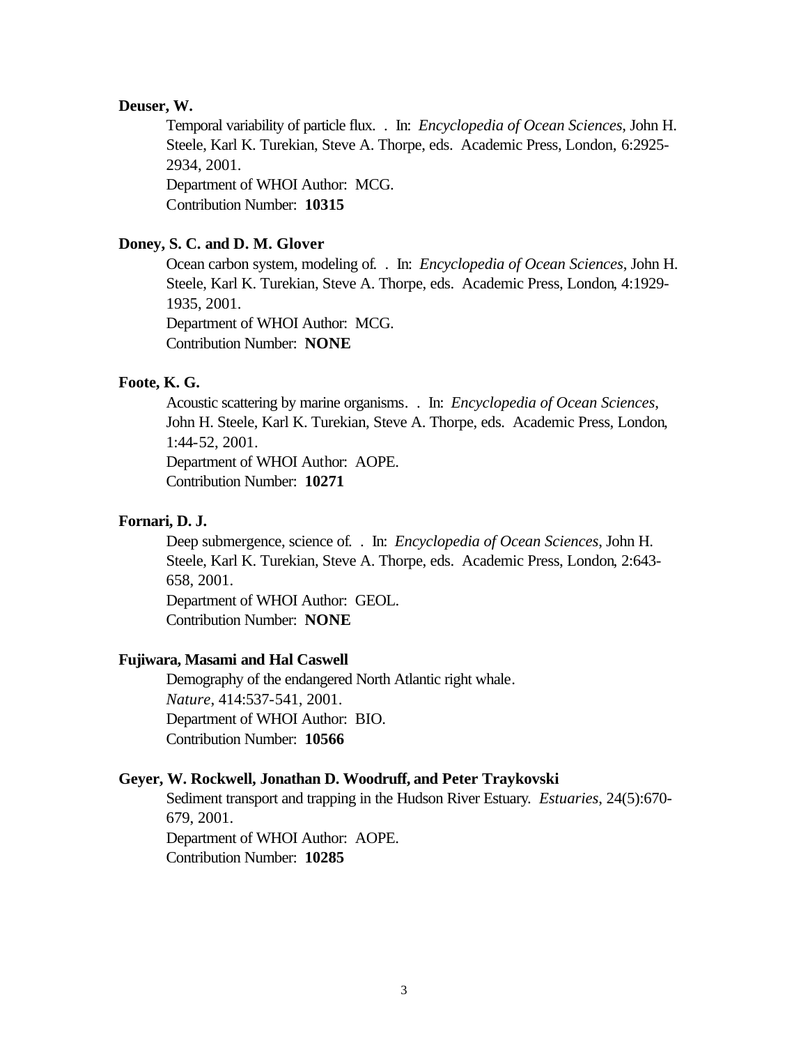**Deuser, W.**

Temporal variability of particle flux. . In: *Encyclopedia of Ocean Sciences*, John H. Steele, Karl K. Turekian, Steve A. Thorpe, eds. Academic Press, London, 6:2925-2934, 2001.
Department of WHOI Author: MCG.
Contribution Number: **10315**

**Doney, S. C. and D. M. Glover**

Ocean carbon system, modeling of. . In: *Encyclopedia of Ocean Sciences*, John H. Steele, Karl K. Turekian, Steve A. Thorpe, eds. Academic Press, London, 4:1929-1935, 2001.
Department of WHOI Author: MCG.
Contribution Number: **NONE**

**Foote, K. G.**

Acoustic scattering by marine organisms. . In: *Encyclopedia of Ocean Sciences*, John H. Steele, Karl K. Turekian, Steve A. Thorpe, eds. Academic Press, London, 1:44-52, 2001.
Department of WHOI Author: AOPE.
Contribution Number: **10271**

**Fornari, D. J.**

Deep submergence, science of. . In: *Encyclopedia of Ocean Sciences*, John H. Steele, Karl K. Turekian, Steve A. Thorpe, eds. Academic Press, London, 2:643-658, 2001.
Department of WHOI Author: GEOL.
Contribution Number: **NONE**

**Fujiwara, Masami and Hal Caswell**

Demography of the endangered North Atlantic right whale.
*Nature*, 414:537-541, 2001.
Department of WHOI Author: BIO.
Contribution Number: **10566**

**Geyer, W. Rockwell, Jonathan D. Woodruff, and Peter Traykovski**

Sediment transport and trapping in the Hudson River Estuary. *Estuaries*, 24(5):670-679, 2001.
Department of WHOI Author: AOPE.
Contribution Number: **10285**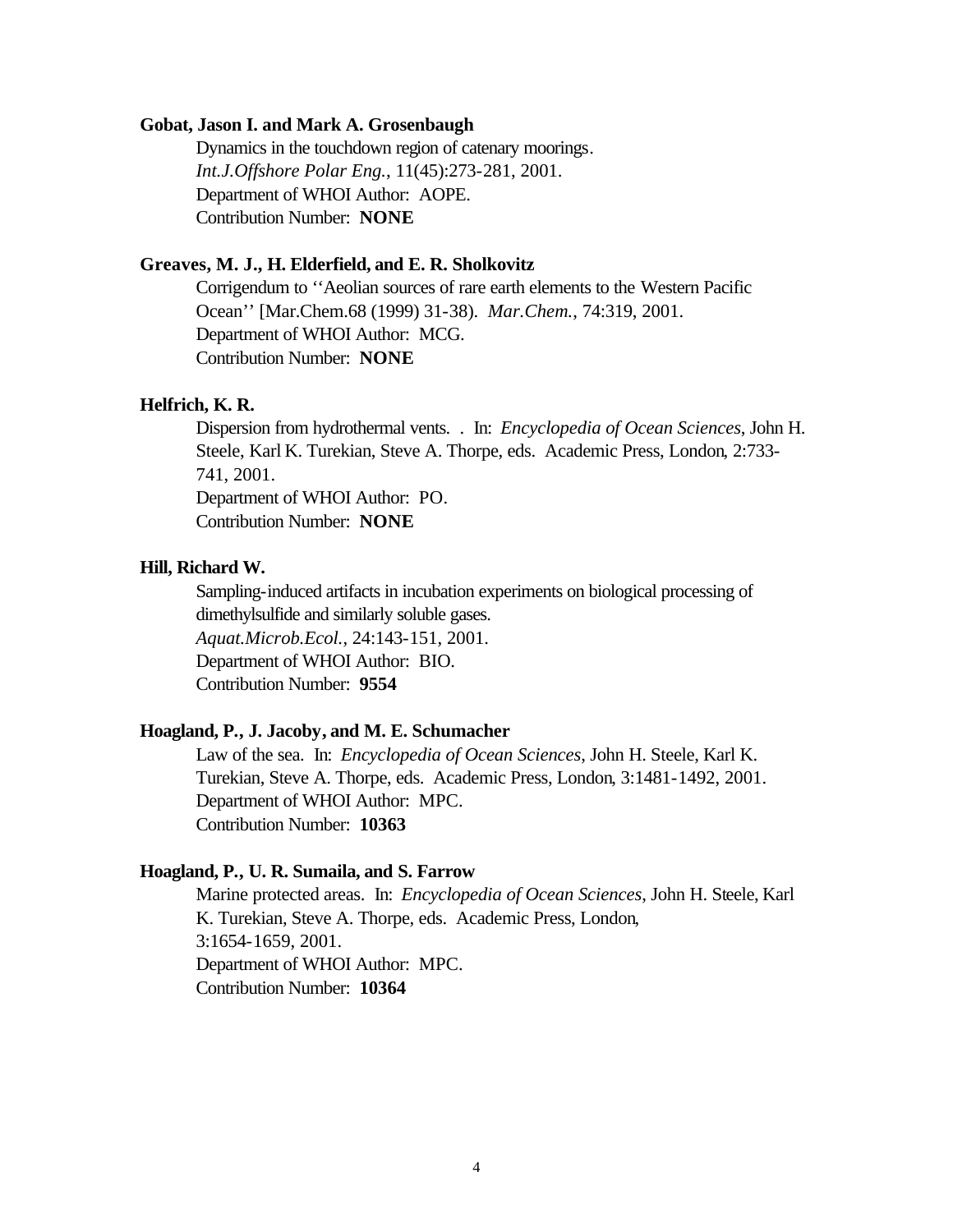**Gobat, Jason I. and Mark A. Grosenbaugh**

Dynamics in the touchdown region of catenary moorings.
*Int.J.Offshore Polar Eng.*, 11(45):273-281, 2001.
Department of WHOI Author: AOPE.
Contribution Number: **NONE**

**Greaves, M. J., H. Elderfield, and E. R. Sholkovitz**

Corrigendum to ''Aeolian sources of rare earth elements to the Western Pacific Ocean'' [Mar.Chem.68 (1999) 31-38). *Mar.Chem.*, 74:319, 2001.
Department of WHOI Author: MCG.
Contribution Number: **NONE**

**Helfrich, K. R.**

Dispersion from hydrothermal vents. . In: *Encyclopedia of Ocean Sciences*, John H. Steele, Karl K. Turekian, Steve A. Thorpe, eds. Academic Press, London, 2:733-741, 2001.
Department of WHOI Author: PO.
Contribution Number: **NONE**

**Hill, Richard W.**

Sampling-induced artifacts in incubation experiments on biological processing of dimethylsulfide and similarly soluble gases.
*Aquat.Microb.Ecol.*, 24:143-151, 2001.
Department of WHOI Author: BIO.
Contribution Number: **9554**

**Hoagland, P., J. Jacoby, and M. E. Schumacher**

Law of the sea. In: *Encyclopedia of Ocean Sciences*, John H. Steele, Karl K. Turekian, Steve A. Thorpe, eds. Academic Press, London, 3:1481-1492, 2001.
Department of WHOI Author: MPC.
Contribution Number: **10363**

**Hoagland, P., U. R. Sumaila, and S. Farrow**

Marine protected areas. In: *Encyclopedia of Ocean Sciences*, John H. Steele, Karl K. Turekian, Steve A. Thorpe, eds. Academic Press, London, 3:1654-1659, 2001.
Department of WHOI Author: MPC.
Contribution Number: **10364**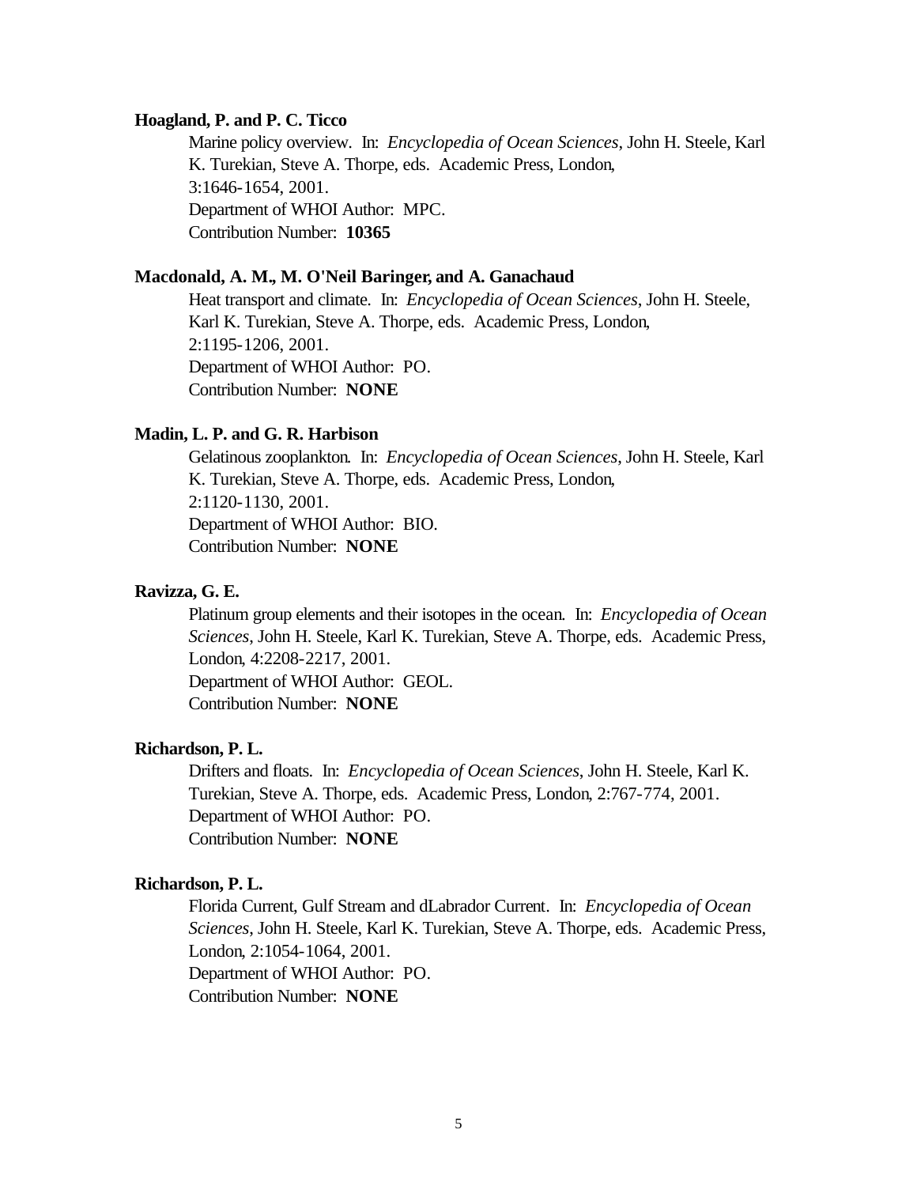**Hoagland, P. and P. C. Ticco**

Marine policy overview. In: *Encyclopedia of Ocean Sciences*, John H. Steele, Karl K. Turekian, Steve A. Thorpe, eds. Academic Press, London, 3:1646-1654, 2001.
Department of WHOI Author: MPC.
Contribution Number: **10365**

**Macdonald, A. M., M. O'Neil Baringer, and A. Ganachaud**

Heat transport and climate. In: *Encyclopedia of Ocean Sciences*, John H. Steele, Karl K. Turekian, Steve A. Thorpe, eds. Academic Press, London, 2:1195-1206, 2001.
Department of WHOI Author: PO.
Contribution Number: **NONE**

**Madin, L. P. and G. R. Harbison**

Gelatinous zooplankton. In: *Encyclopedia of Ocean Sciences*, John H. Steele, Karl K. Turekian, Steve A. Thorpe, eds. Academic Press, London, 2:1120-1130, 2001.
Department of WHOI Author: BIO.
Contribution Number: **NONE**

**Ravizza, G. E.**

Platinum group elements and their isotopes in the ocean. In: *Encyclopedia of Ocean Sciences*, John H. Steele, Karl K. Turekian, Steve A. Thorpe, eds. Academic Press, London, 4:2208-2217, 2001.
Department of WHOI Author: GEOL.
Contribution Number: **NONE**

**Richardson, P. L.**

Drifters and floats. In: *Encyclopedia of Ocean Sciences*, John H. Steele, Karl K. Turekian, Steve A. Thorpe, eds. Academic Press, London, 2:767-774, 2001.
Department of WHOI Author: PO.
Contribution Number: **NONE**

**Richardson, P. L.**

Florida Current, Gulf Stream and dLabrador Current. In: *Encyclopedia of Ocean Sciences*, John H. Steele, Karl K. Turekian, Steve A. Thorpe, eds. Academic Press, London, 2:1054-1064, 2001.
Department of WHOI Author: PO.
Contribution Number: **NONE**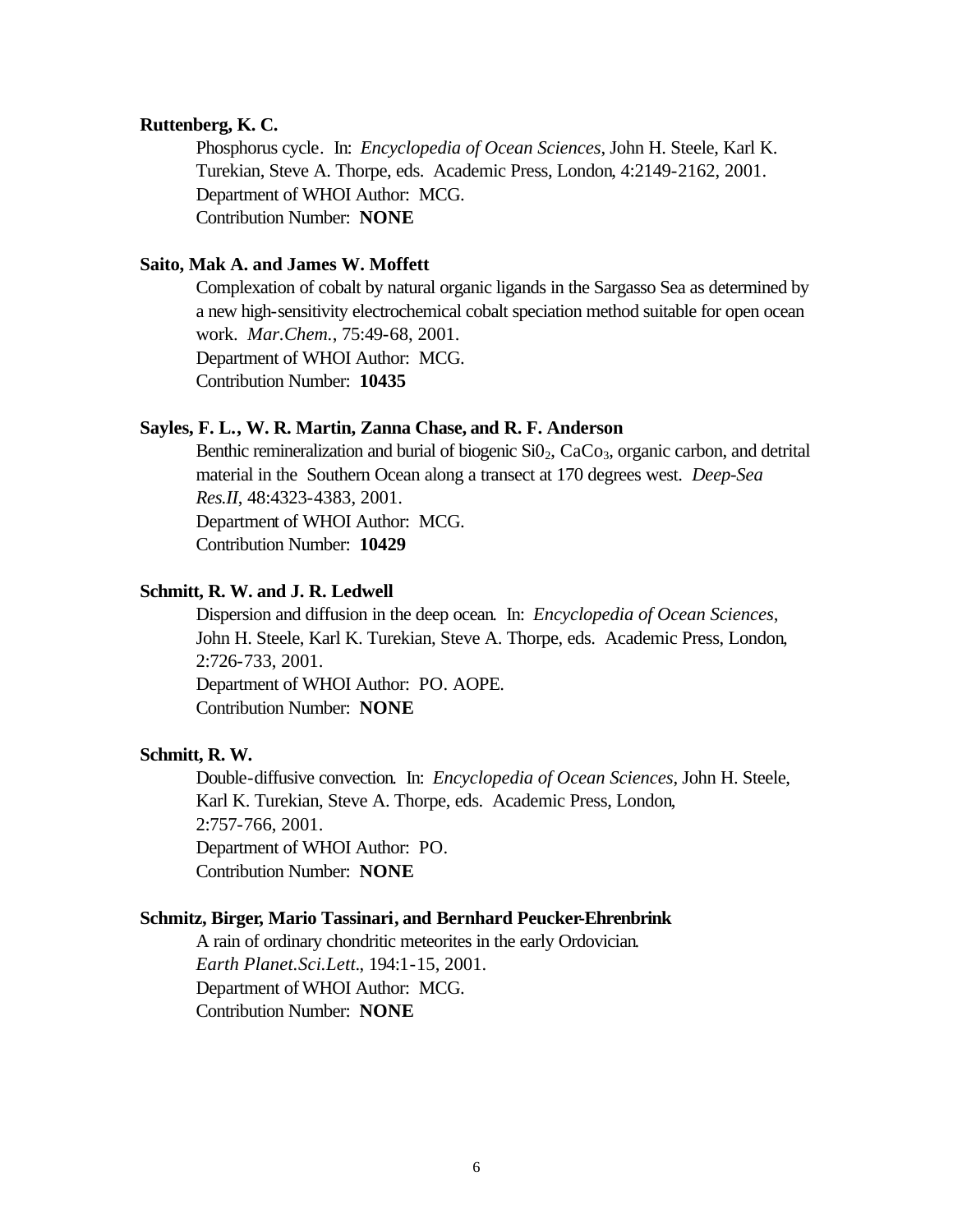**Ruttenberg, K. C.**

Phosphorus cycle. In: *Encyclopedia of Ocean Sciences*, John H. Steele, Karl K. Turekian, Steve A. Thorpe, eds. Academic Press, London, 4:2149-2162, 2001.
Department of WHOI Author: MCG.
Contribution Number: **NONE**

**Saito, Mak A. and James W. Moffett**

Complexation of cobalt by natural organic ligands in the Sargasso Sea as determined by a new high-sensitivity electrochemical cobalt speciation method suitable for open ocean work. *Mar.Chem.*, 75:49-68, 2001.
Department of WHOI Author: MCG.
Contribution Number: **10435**

**Sayles, F. L., W. R. Martin, Zanna Chase, and R. F. Anderson**

Benthic remineralization and burial of biogenic $Si0_2$, $CaCo_3$, organic carbon, and detrital material in the Southern Ocean along a transect at 170 degrees west. *Deep-Sea Res.II*, 48:4323-4383, 2001.
Department of WHOI Author: MCG.
Contribution Number: **10429**

**Schmitt, R. W. and J. R. Ledwell**

Dispersion and diffusion in the deep ocean. In: *Encyclopedia of Ocean Sciences*, John H. Steele, Karl K. Turekian, Steve A. Thorpe, eds. Academic Press, London, 2:726-733, 2001.
Department of WHOI Author: PO. AOPE.
Contribution Number: **NONE**

**Schmitt, R. W.**

Double-diffusive convection. In: *Encyclopedia of Ocean Sciences*, John H. Steele, Karl K. Turekian, Steve A. Thorpe, eds. Academic Press, London, 2:757-766, 2001.
Department of WHOI Author: PO.
Contribution Number: **NONE**

**Schmitz, Birger, Mario Tassinari, and Bernhard Peucker-Ehrenbrink**

A rain of ordinary chondritic meteorites in the early Ordovician. *Earth Planet.Sci.Lett.*, 194:1-15, 2001.
Department of WHOI Author: MCG.
Contribution Number: **NONE**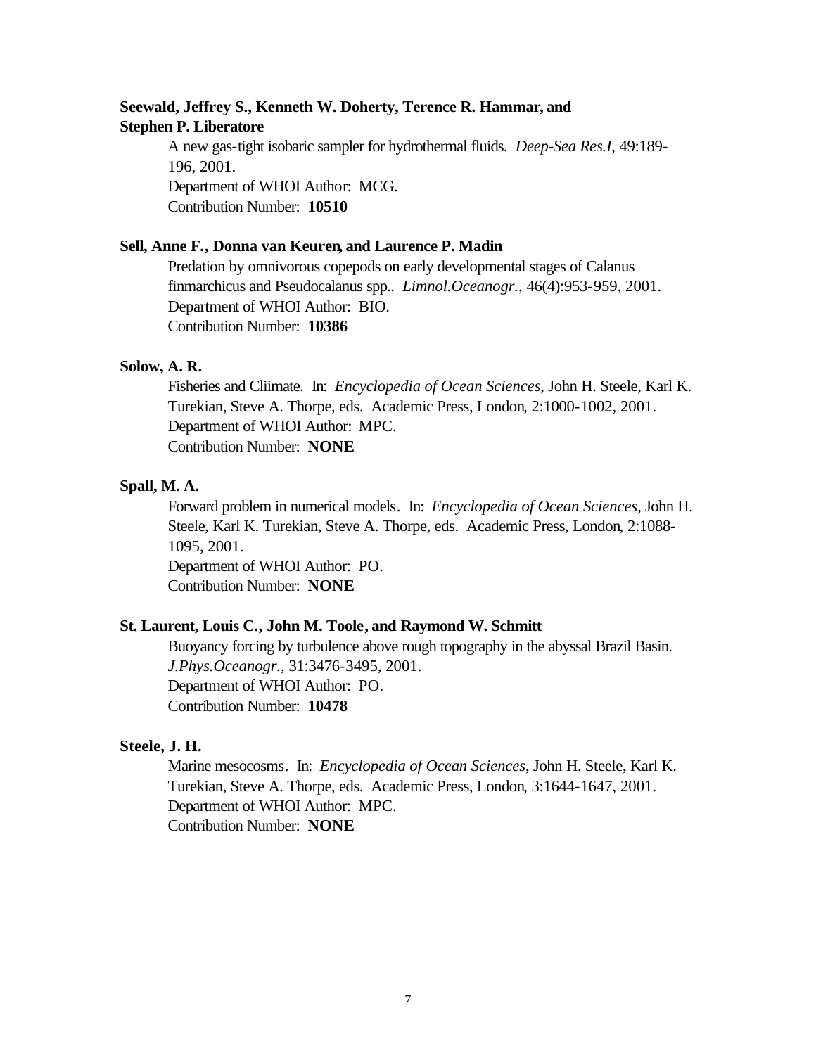**Seewald, Jeffrey S., Kenneth W. Doherty, Terence R. Hammar, and Stephen P. Liberatore**

A new gas-tight isobaric sampler for hydrothermal fluids. *Deep-Sea Res.I*, 49:189-196, 2001.
Department of WHOI Author: MCG.
Contribution Number: **10510**

**Sell, Anne F., Donna van Keuren, and Laurence P. Madin**

Predation by omnivorous copepods on early developmental stages of Calanus finmarchicus and Pseudocalanus spp.. *Limnol.Oceanogr.*, 46(4):953-959, 2001.
Department of WHOI Author: BIO.
Contribution Number: **10386**

**Solow, A. R.**

Fisheries and Cliimate. In: *Encyclopedia of Ocean Sciences*, John H. Steele, Karl K. Turekian, Steve A. Thorpe, eds. Academic Press, London, 2:1000-1002, 2001.
Department of WHOI Author: MPC.
Contribution Number: **NONE**

**Spall, M. A.**

Forward problem in numerical models. In: *Encyclopedia of Ocean Sciences*, John H. Steele, Karl K. Turekian, Steve A. Thorpe, eds. Academic Press, London, 2:1088-1095, 2001.
Department of WHOI Author: PO.
Contribution Number: **NONE**

**St. Laurent, Louis C., John M. Toole, and Raymond W. Schmitt**

Buoyancy forcing by turbulence above rough topography in the abyssal Brazil Basin. *J.Phys.Oceanogr.*, 31:3476-3495, 2001.
Department of WHOI Author: PO.
Contribution Number: **10478**

**Steele, J. H.**

Marine mesocosms. In: *Encyclopedia of Ocean Sciences*, John H. Steele, Karl K. Turekian, Steve A. Thorpe, eds. Academic Press, London, 3:1644-1647, 2001.
Department of WHOI Author: MPC.
Contribution Number: **NONE**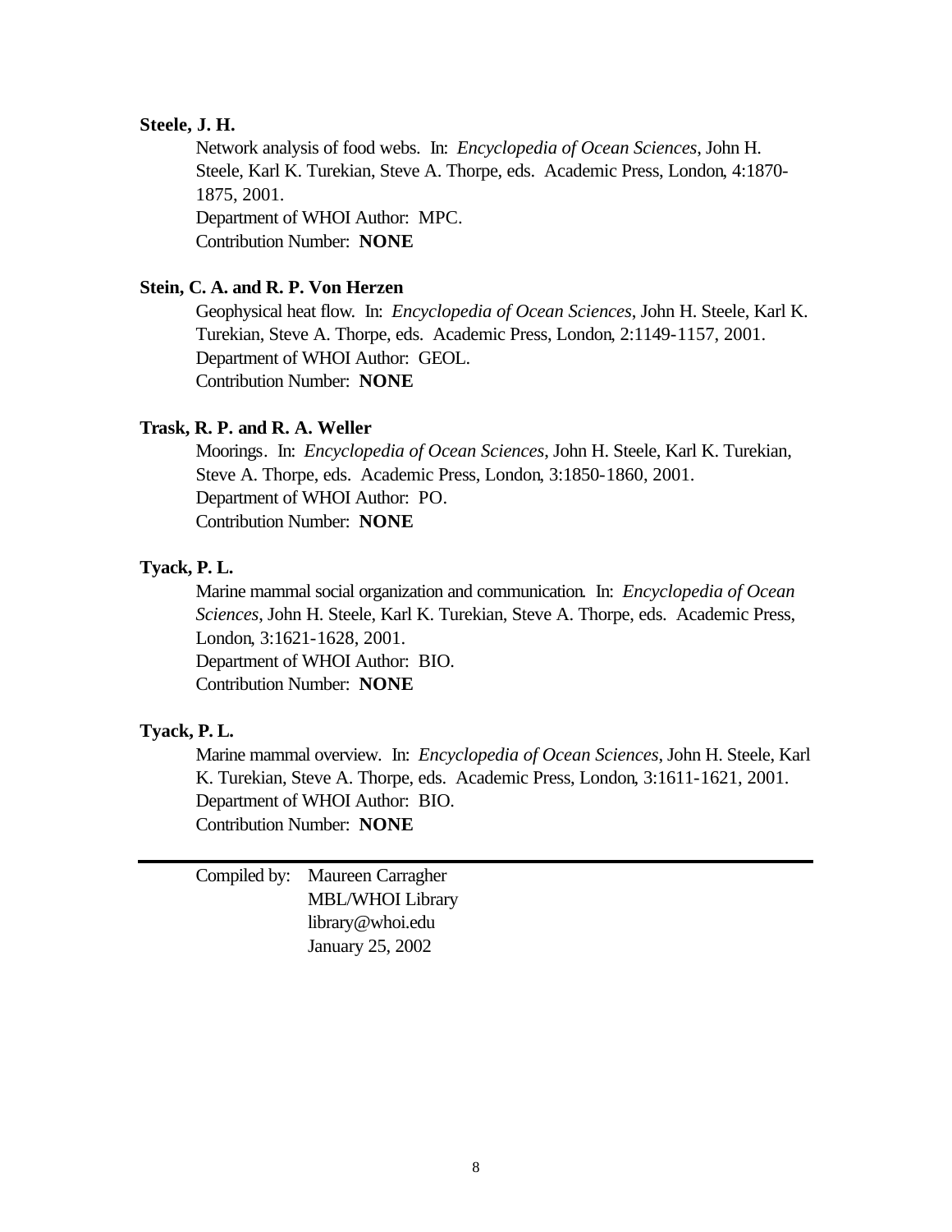**Steele, J. H.**

Network analysis of food webs. In: *Encyclopedia of Ocean Sciences*, John H. Steele, Karl K. Turekian, Steve A. Thorpe, eds. Academic Press, London, 4:1870-1875, 2001.
Department of WHOI Author: MPC.
Contribution Number: **NONE**

**Stein, C. A. and R. P. Von Herzen**

Geophysical heat flow. In: *Encyclopedia of Ocean Sciences*, John H. Steele, Karl K. Turekian, Steve A. Thorpe, eds. Academic Press, London, 2:1149-1157, 2001.
Department of WHOI Author: GEOL.
Contribution Number: **NONE**

**Trask, R. P. and R. A. Weller**

Moorings. In: *Encyclopedia of Ocean Sciences*, John H. Steele, Karl K. Turekian, Steve A. Thorpe, eds. Academic Press, London, 3:1850-1860, 2001.
Department of WHOI Author: PO.
Contribution Number: **NONE**

**Tyack, P. L.**

Marine mammal social organization and communication. In: *Encyclopedia of Ocean Sciences*, John H. Steele, Karl K. Turekian, Steve A. Thorpe, eds. Academic Press, London, 3:1621-1628, 2001.
Department of WHOI Author: BIO.
Contribution Number: **NONE**

**Tyack, P. L.**

Marine mammal overview. In: *Encyclopedia of Ocean Sciences*, John H. Steele, Karl K. Turekian, Steve A. Thorpe, eds. Academic Press, London, 3:1611-1621, 2001.
Department of WHOI Author: BIO.
Contribution Number: **NONE**

---

Compiled by: Maureen Carragher
MBL/WHOI Library
library@whoi.edu
January 25, 2002